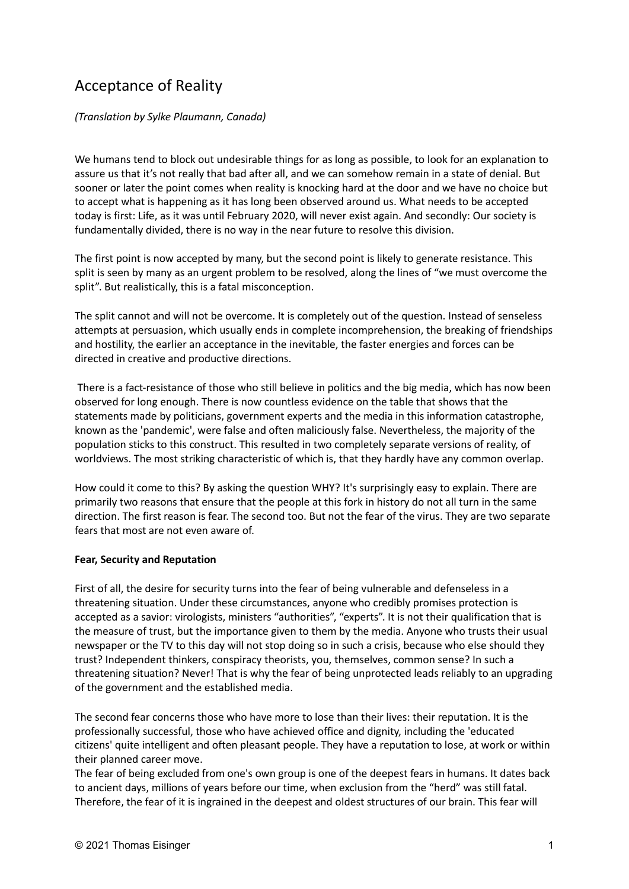# Acceptance of Reality

*(Translation by Sylke Plaumann, Canada)*

We humans tend to block out undesirable things for as long as possible, to look for an explanation to assure us that it's not really that bad after all, and we can somehow remain in a state of denial. But sooner or later the point comes when reality is knocking hard at the door and we have no choice but to accept what is happening as it has long been observed around us. What needs to be accepted today is first: Life, as it was until February 2020, will never exist again. And secondly: Our society is fundamentally divided, there is no way in the near future to resolve this division.

The first point is now accepted by many, but the second point is likely to generate resistance. This split is seen by many as an urgent problem to be resolved, along the lines of "we must overcome the split". But realistically, this is a fatal misconception.

The split cannot and will not be overcome. It is completely out of the question. Instead of senseless attempts at persuasion, which usually ends in complete incomprehension, the breaking of friendships and hostility, the earlier an acceptance in the inevitable, the faster energies and forces can be directed in creative and productive directions.

There is a fact-resistance of those who still believe in politics and the big media, which has now been observed for long enough. There is now countless evidence on the table that shows that the statements made by politicians, government experts and the media in this information catastrophe, known as the 'pandemic', were false and often maliciously false. Nevertheless, the majority of the population sticks to this construct. This resulted in two completely separate versions of reality, of worldviews. The most striking characteristic of which is, that they hardly have any common overlap.

How could it come to this? By asking the question WHY? It's surprisingly easy to explain. There are primarily two reasons that ensure that the people at this fork in history do not all turn in the same direction. The first reason is fear. The second too. But not the fear of the virus. They are two separate fears that most are not even aware of.

**Fear, Security and Reputation**

First of all, the desire for security turns into the fear of being vulnerable and defenseless in a threatening situation. Under these circumstances, anyone who credibly promises protection is accepted as a savior: virologists, ministers "authorities", "experts". It is not their qualification that is the measure of trust, but the importance given to them by the media. Anyone who trusts their usual newspaper or the TV to this day will not stop doing so in such a crisis, because who else should they trust? Independent thinkers, conspiracy theorists, you, themselves, common sense? In such a threatening situation? Never! That is why the fear of being unprotected leads reliably to an upgrading of the government and the established media.

The second fear concerns those who have more to lose than their lives: their reputation. It is the professionally successful, those who have achieved office and dignity, including the 'educated citizens' quite intelligent and often pleasant people. They have a reputation to lose, at work or within their planned career move.
The fear of being excluded from one's own group is one of the deepest fears in humans. It dates back to ancient days, millions of years before our time, when exclusion from the "herd" was still fatal. Therefore, the fear of it is ingrained in the deepest and oldest structures of our brain. This fear will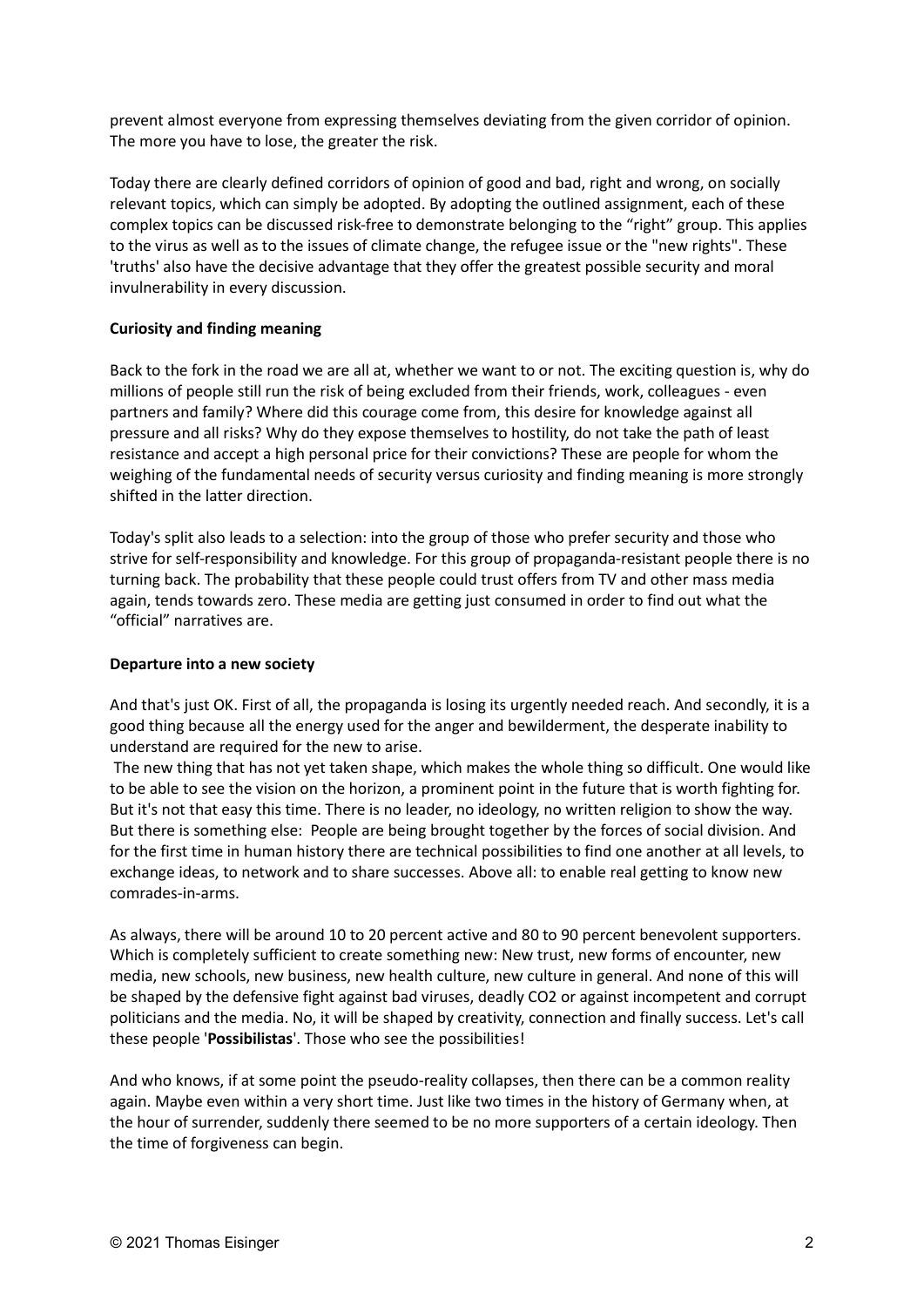prevent almost everyone from expressing themselves deviating from the given corridor of opinion. The more you have to lose, the greater the risk.

Today there are clearly defined corridors of opinion of good and bad, right and wrong, on socially relevant topics, which can simply be adopted. By adopting the outlined assignment, each of these complex topics can be discussed risk-free to demonstrate belonging to the "right" group. This applies to the virus as well as to the issues of climate change, the refugee issue or the "new rights". These 'truths' also have the decisive advantage that they offer the greatest possible security and moral invulnerability in every discussion.

**Curiosity and finding meaning**

Back to the fork in the road we are all at, whether we want to or not. The exciting question is, why do millions of people still run the risk of being excluded from their friends, work, colleagues - even partners and family? Where did this courage come from, this desire for knowledge against all pressure and all risks? Why do they expose themselves to hostility, do not take the path of least resistance and accept a high personal price for their convictions? These are people for whom the weighing of the fundamental needs of security versus curiosity and finding meaning is more strongly shifted in the latter direction.

Today's split also leads to a selection: into the group of those who prefer security and those who strive for self-responsibility and knowledge. For this group of propaganda-resistant people there is no turning back. The probability that these people could trust offers from TV and other mass media again, tends towards zero. These media are getting just consumed in order to find out what the "official" narratives are.

**Departure into a new society**

And that's just OK. First of all, the propaganda is losing its urgently needed reach. And secondly, it is a good thing because all the energy used for the anger and bewilderment, the desperate inability to understand are required for the new to arise.

The new thing that has not yet taken shape, which makes the whole thing so difficult. One would like to be able to see the vision on the horizon, a prominent point in the future that is worth fighting for. But it's not that easy this time. There is no leader, no ideology, no written religion to show the way. But there is something else: People are being brought together by the forces of social division. And for the first time in human history there are technical possibilities to find one another at all levels, to exchange ideas, to network and to share successes. Above all: to enable real getting to know new comrades-in-arms.

As always, there will be around 10 to 20 percent active and 80 to 90 percent benevolent supporters. Which is completely sufficient to create something new: New trust, new forms of encounter, new media, new schools, new business, new health culture, new culture in general. And none of this will be shaped by the defensive fight against bad viruses, deadly CO2 or against incompetent and corrupt politicians and the media. No, it will be shaped by creativity, connection and finally success. Let's call these people '**Possibilistas**'. Those who see the possibilities!

And who knows, if at some point the pseudo-reality collapses, then there can be a common reality again. Maybe even within a very short time. Just like two times in the history of Germany when, at the hour of surrender, suddenly there seemed to be no more supporters of a certain ideology. Then the time of forgiveness can begin.

© 2021 Thomas Eisinger